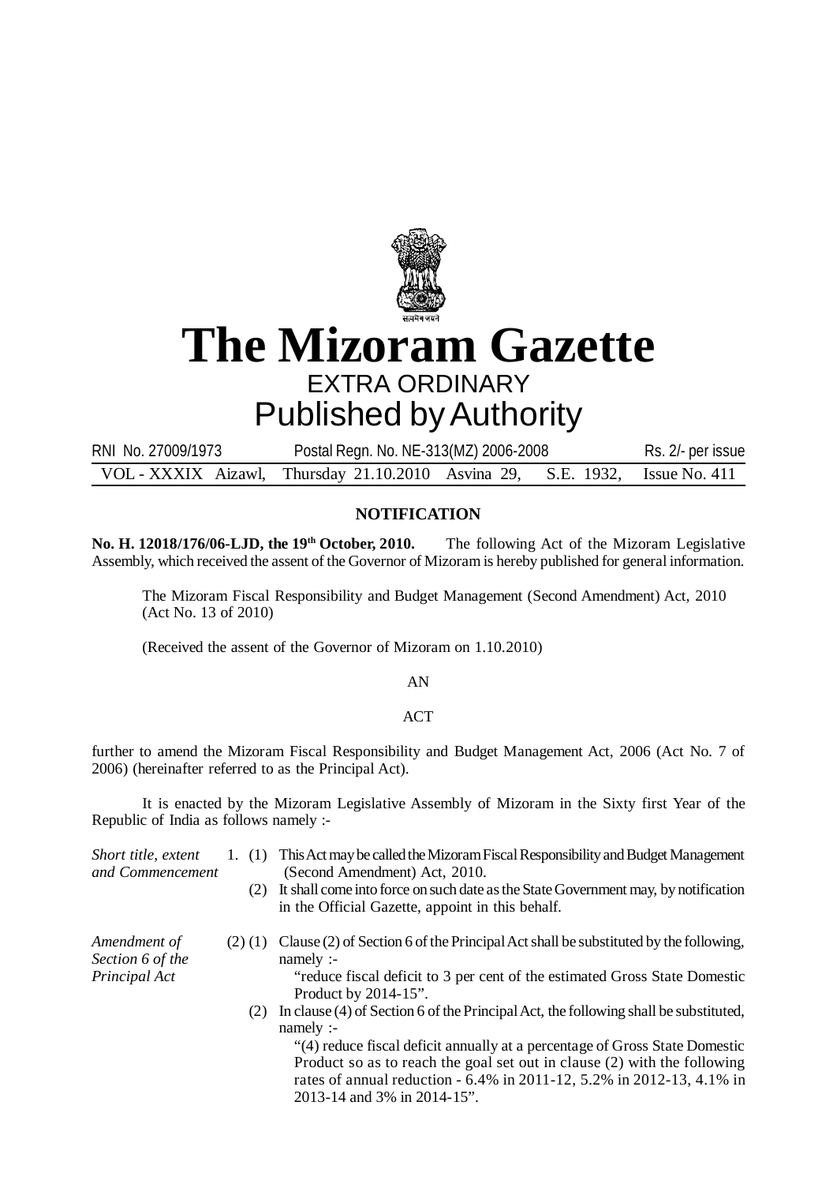# The Mizoram Gazette

EXTRA ORDINARY

Published by Authority

RNI No. 27009/1973 Postal Regn. No. NE-313(MZ) 2006-2008 Rs. 2/- per issue

VOL - XXXIX Aizawl, Thursday 21.10.2010 Asvina 29, S.E. 1932, Issue No. 411

## NOTIFICATION

**No. H. 12018/176/06-LJD, the 19th October, 2010.** The following Act of the Mizoram Legislative Assembly, which received the assent of the Governor of Mizoram is hereby published for general information.

The Mizoram Fiscal Responsibility and Budget Management (Second Amendment) Act, 2010 (Act No. 13 of 2010)

(Received the assent of the Governor of Mizoram on 1.10.2010)

AN

ACT

further to amend the Mizoram Fiscal Responsibility and Budget Management Act, 2006 (Act No. 7 of 2006) (hereinafter referred to as the Principal Act).

It is enacted by the Mizoram Legislative Assembly of Mizoram in the Sixty first Year of the Republic of India as follows namely :-

*Short title, extent and Commencement*

1. (1) This Act may be called the Mizoram Fiscal Responsibility and Budget Management (Second Amendment) Act, 2010.

(2) It shall come into force on such date as the State Government may, by notification in the Official Gazette, appoint in this behalf.

*Amendment of Section 6 of the Principal Act*

(2) (1) Clause (2) of Section 6 of the Principal Act shall be substituted by the following, namely :-

"reduce fiscal deficit to 3 per cent of the estimated Gross State Domestic Product by 2014-15".

(2) In clause (4) of Section 6 of the Principal Act, the following shall be substituted, namely :-

"(4) reduce fiscal deficit annually at a percentage of Gross State Domestic Product so as to reach the goal set out in clause (2) with the following rates of annual reduction - 6.4% in 2011-12, 5.2% in 2012-13, 4.1% in 2013-14 and 3% in 2014-15".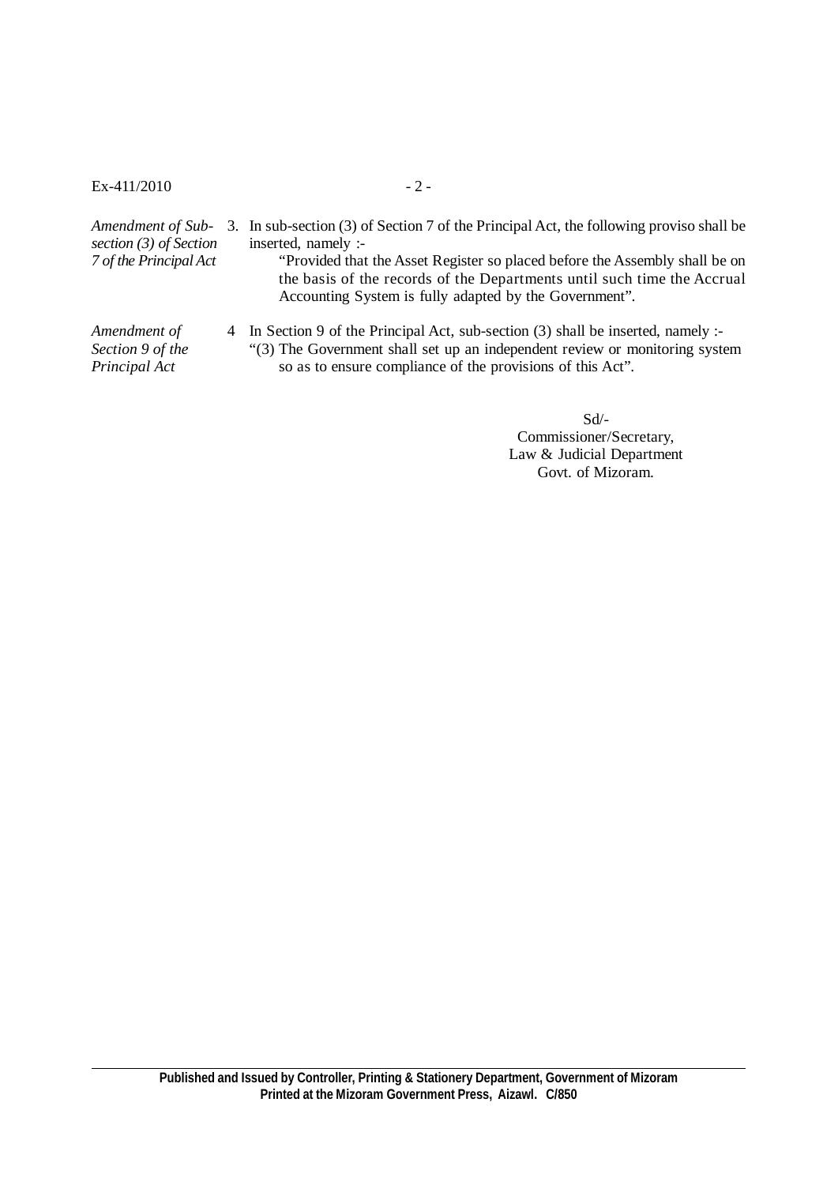*Amendment of Sub-section (3) of Section 7 of the Principal Act*

3. In sub-section (3) of Section 7 of the Principal Act, the following proviso shall be inserted, namely :-

"Provided that the Asset Register so placed before the Assembly shall be on the basis of the records of the Departments until such time the Accrual Accounting System is fully adapted by the Government".

*Amendment of Section 9 of the Principal Act*

4 In Section 9 of the Principal Act, sub-section (3) shall be inserted, namely :-

"(3) The Government shall set up an independent review or monitoring system so as to ensure compliance of the provisions of this Act".

Sd/-
Commissioner/Secretary,
Law & Judicial Department
Govt. of Mizoram.

**Published and Issued by Controller, Printing & Stationery Department, Government of Mizoram**
**Printed at the Mizoram Government Press, Aizawl. C/850**